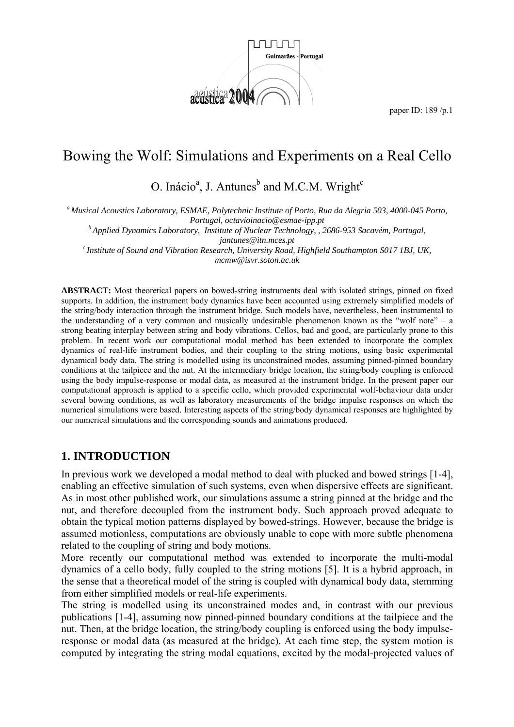# Bowing the Wolf: Simulations and Experiments on a Real Cello

O. Inácio[a], J. Antunes[b] and M.C.M. Wright[c]

[a] *Musical Acoustics Laboratory, ESMAE, Polytechnic Institute of Porto, Rua da Alegria 503, 4000-045 Porto, Portugal, octavioinacio@esmae-ipp.pt*

[b] *Applied Dynamics Laboratory, Institute of Nuclear Technology, , 2686-953 Sacavém, Portugal, jantunes@itn.mces.pt*

[c] *Institute of Sound and Vibration Research, University Road, Highfield Southampton S017 1BJ, UK, mcmw@isvr.soton.ac.uk*

**ABSTRACT:** Most theoretical papers on bowed-string instruments deal with isolated strings, pinned on fixed supports. In addition, the instrument body dynamics have been accounted using extremely simplified models of the string/body interaction through the instrument bridge. Such models have, nevertheless, been instrumental to the understanding of a very common and musically undesirable phenomenon known as the "wolf note" – a strong beating interplay between string and body vibrations. Cellos, bad and good, are particularly prone to this problem. In recent work our computational modal method has been extended to incorporate the complex dynamics of real-life instrument bodies, and their coupling to the string motions, using basic experimental dynamical body data. The string is modelled using its unconstrained modes, assuming pinned-pinned boundary conditions at the tailpiece and the nut. At the intermediary bridge location, the string/body coupling is enforced using the body impulse-response or modal data, as measured at the instrument bridge. In the present paper our computational approach is applied to a specific cello, which provided experimental wolf-behaviour data under several bowing conditions, as well as laboratory measurements of the bridge impulse responses on which the numerical simulations were based. Interesting aspects of the string/body dynamical responses are highlighted by our numerical simulations and the corresponding sounds and animations produced.

## 1. INTRODUCTION

In previous work we developed a modal method to deal with plucked and bowed strings [1-4], enabling an effective simulation of such systems, even when dispersive effects are significant. As in most other published work, our simulations assume a string pinned at the bridge and the nut, and therefore decoupled from the instrument body. Such approach proved adequate to obtain the typical motion patterns displayed by bowed-strings. However, because the bridge is assumed motionless, computations are obviously unable to cope with more subtle phenomena related to the coupling of string and body motions.

More recently our computational method was extended to incorporate the multi-modal dynamics of a cello body, fully coupled to the string motions [5]. It is a hybrid approach, in the sense that a theoretical model of the string is coupled with dynamical body data, stemming from either simplified models or real-life experiments.

The string is modelled using its unconstrained modes and, in contrast with our previous publications [1-4], assuming now pinned-pinned boundary conditions at the tailpiece and the nut. Then, at the bridge location, the string/body coupling is enforced using the body impulse-response or modal data (as measured at the bridge). At each time step, the system motion is computed by integrating the string modal equations, excited by the modal-projected values of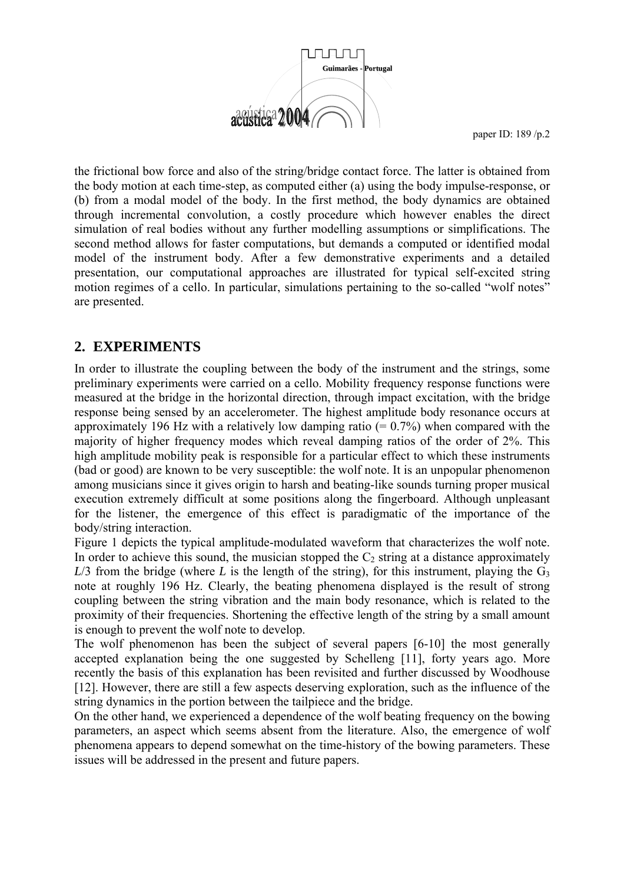the frictional bow force and also of the string/bridge contact force. The latter is obtained from the body motion at each time-step, as computed either (a) using the body impulse-response, or (b) from a modal model of the body. In the first method, the body dynamics are obtained through incremental convolution, a costly procedure which however enables the direct simulation of real bodies without any further modelling assumptions or simplifications. The second method allows for faster computations, but demands a computed or identified modal model of the instrument body. After a few demonstrative experiments and a detailed presentation, our computational approaches are illustrated for typical self-excited string motion regimes of a cello. In particular, simulations pertaining to the so-called "wolf notes" are presented.

## 2. EXPERIMENTS

In order to illustrate the coupling between the body of the instrument and the strings, some preliminary experiments were carried on a cello. Mobility frequency response functions were measured at the bridge in the horizontal direction, through impact excitation, with the bridge response being sensed by an accelerometer. The highest amplitude body resonance occurs at approximately 196 Hz with a relatively low damping ratio (= 0.7%) when compared with the majority of higher frequency modes which reveal damping ratios of the order of 2%. This high amplitude mobility peak is responsible for a particular effect to which these instruments (bad or good) are known to be very susceptible: the wolf note. It is an unpopular phenomenon among musicians since it gives origin to harsh and beating-like sounds turning proper musical execution extremely difficult at some positions along the fingerboard. Although unpleasant for the listener, the emergence of this effect is paradigmatic of the importance of the body/string interaction.

Figure 1 depicts the typical amplitude-modulated waveform that characterizes the wolf note. In order to achieve this sound, the musician stopped the $C_2$ string at a distance approximately $L/3$ from the bridge (where $L$ is the length of the string), for this instrument, playing the $G_3$ note at roughly 196 Hz. Clearly, the beating phenomena displayed is the result of strong coupling between the string vibration and the main body resonance, which is related to the proximity of their frequencies. Shortening the effective length of the string by a small amount is enough to prevent the wolf note to develop.

The wolf phenomenon has been the subject of several papers [6-10] the most generally accepted explanation being the one suggested by Schelleng [11], forty years ago. More recently the basis of this explanation has been revisited and further discussed by Woodhouse [12]. However, there are still a few aspects deserving exploration, such as the influence of the string dynamics in the portion between the tailpiece and the bridge.

On the other hand, we experienced a dependence of the wolf beating frequency on the bowing parameters, an aspect which seems absent from the literature. Also, the emergence of wolf phenomena appears to depend somewhat on the time-history of the bowing parameters. These issues will be addressed in the present and future papers.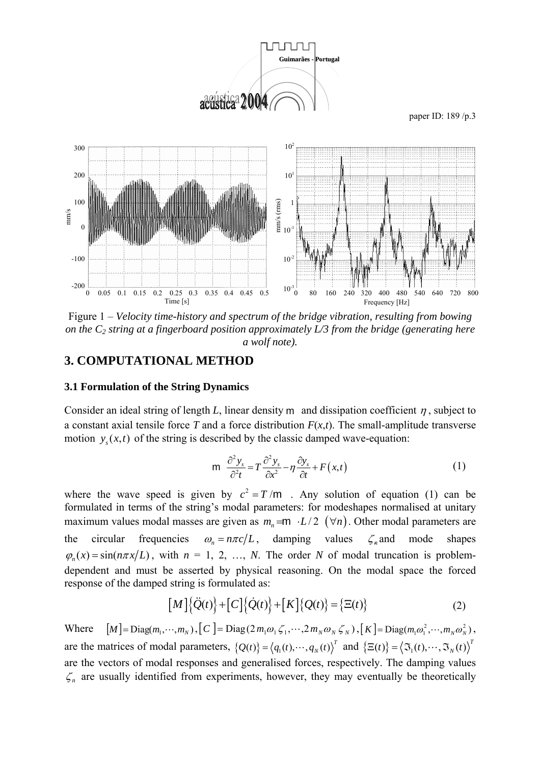Figure 1 – *Velocity time-history and spectrum of the bridge vibration, resulting from bowing on the $C_2$ string at a fingerboard position approximately L/3 from the bridge (generating here a wolf note).*

## 3. COMPUTATIONAL METHOD

### 3.1 Formulation of the String Dynamics

Consider an ideal string of length *L*, linear density $m$ and dissipation coefficient $\eta$, subject to a constant axial tensile force *T* and a force distribution *F*(*x*,*t*). The small-amplitude transverse motion $y_s(x,t)$ of the string is described by the classic damped wave-equation:

$$m \frac{\partial^2 y_s}{\partial^2 t} = T \frac{\partial^2 y_s}{\partial x^2} - \eta \frac{\partial y_s}{\partial t} + F(x,t) \tag{1}$$

where the wave speed is given by $c^2 = T/m$. Any solution of equation (1) can be formulated in terms of the string's modal parameters: for modeshapes normalised at unitary maximum values modal masses are given as $m_n = m \cdot L/2 \ (\forall n)$. Other modal parameters are the circular frequencies $\omega_n = n\pi c/L$, damping values $\zeta_n$ and mode shapes $\varphi_n(x) = \sin(n\pi x/L)$, with $n$ = 1, 2, …, *N*. The order *N* of modal truncation is problem-dependent and must be asserted by physical reasoning. On the modal space the forced response of the damped string is formulated as:

$$[M]\{\ddot{Q}(t)\} + [C]\{\dot{Q}(t)\} + [K]\{Q(t)\} = \{\Xi(t)\} \tag{2}$$

Where $[M] = \text{Diag}(m_1, \cdots, m_N)$, $[C] = \text{Diag}(2m_1\omega_1\zeta_1, \cdots, 2m_N\omega_N\zeta_N)$, $[K] = \text{Diag}(m_1\omega_1^2, \cdots, m_N\omega_N^2)$, are the matrices of modal parameters, $\{Q(t)\} = \langle q_1(t), \cdots, q_N(t)\rangle^T$ and $\{\Xi(t)\} = \langle \Im_1(t), \cdots, \Im_N(t)\rangle^T$ are the vectors of modal responses and generalised forces, respectively. The damping values $\zeta_n$ are usually identified from experiments, however, they may eventually be theoretically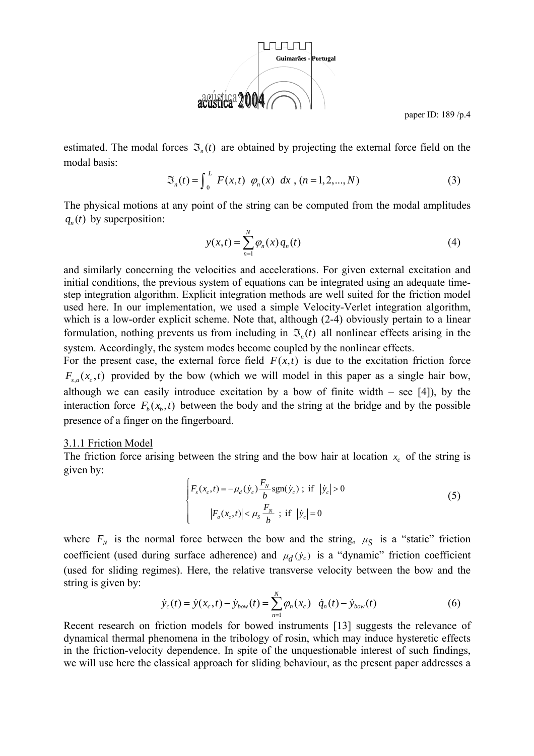estimated. The modal forces $\Im_n(t)$ are obtained by projecting the external force field on the modal basis:

$$\Im_n(t) = \int_0^L F(x,t) \;\varphi_n(x) \;dx \;, (n = 1,2,...,N) \tag{3}$$

The physical motions at any point of the string can be computed from the modal amplitudes $q_n(t)$ by superposition:

$$y(x,t) = \sum_{n=1}^{N} \varphi_n(x)\, q_n(t) \tag{4}$$

and similarly concerning the velocities and accelerations. For given external excitation and initial conditions, the previous system of equations can be integrated using an adequate time-step integration algorithm. Explicit integration methods are well suited for the friction model used here. In our implementation, we used a simple Velocity-Verlet integration algorithm, which is a low-order explicit scheme. Note that, although (2-4) obviously pertain to a linear formulation, nothing prevents us from including in $\Im_n(t)$ all nonlinear effects arising in the system. Accordingly, the system modes become coupled by the nonlinear effects.

For the present case, the external force field $F(x,t)$ is due to the excitation friction force $F_{s,a}(x_c,t)$ provided by the bow (which we will model in this paper as a single hair bow, although we can easily introduce excitation by a bow of finite width – see [4]), by the interaction force $F_b(x_b,t)$ between the body and the string at the bridge and by the possible presence of a finger on the fingerboard.

3.1.1 Friction Model

The friction force arising between the string and the bow hair at location $x_c$ of the string is given by:

$$\begin{cases} F_s(x_c,t) = -\mu_d(\dot{y}_c)\dfrac{F_N}{b}\operatorname{sgn}(\dot{y}_c)\;;\; \text{if } \left|\dot{y}_c\right| > 0 \\[2ex] \qquad \left|F_a(x_c,t)\right| < \mu_S \dfrac{F_N}{b} \;;\; \text{if } \left|\dot{y}_c\right| = 0 \end{cases} \tag{5}$$

where $F_N$ is the normal force between the bow and the string, $\mu_S$ is a "static" friction coefficient (used during surface adherence) and $\mu_d(\dot{y}_c)$ is a "dynamic" friction coefficient (used for sliding regimes). Here, the relative transverse velocity between the bow and the string is given by:

$$\dot{y}_c(t) = \dot{y}(x_c,t) - \dot{y}_{bow}(t) = \sum_{n=1}^{N} \varphi_n(x_c) \;\; \dot{q}_n(t) - \dot{y}_{bow}(t) \tag{6}$$

Recent research on friction models for bowed instruments [13] suggests the relevance of dynamical thermal phenomena in the tribology of rosin, which may induce hysteretic effects in the friction-velocity dependence. In spite of the unquestionable interest of such findings, we will use here the classical approach for sliding behaviour, as the present paper addresses a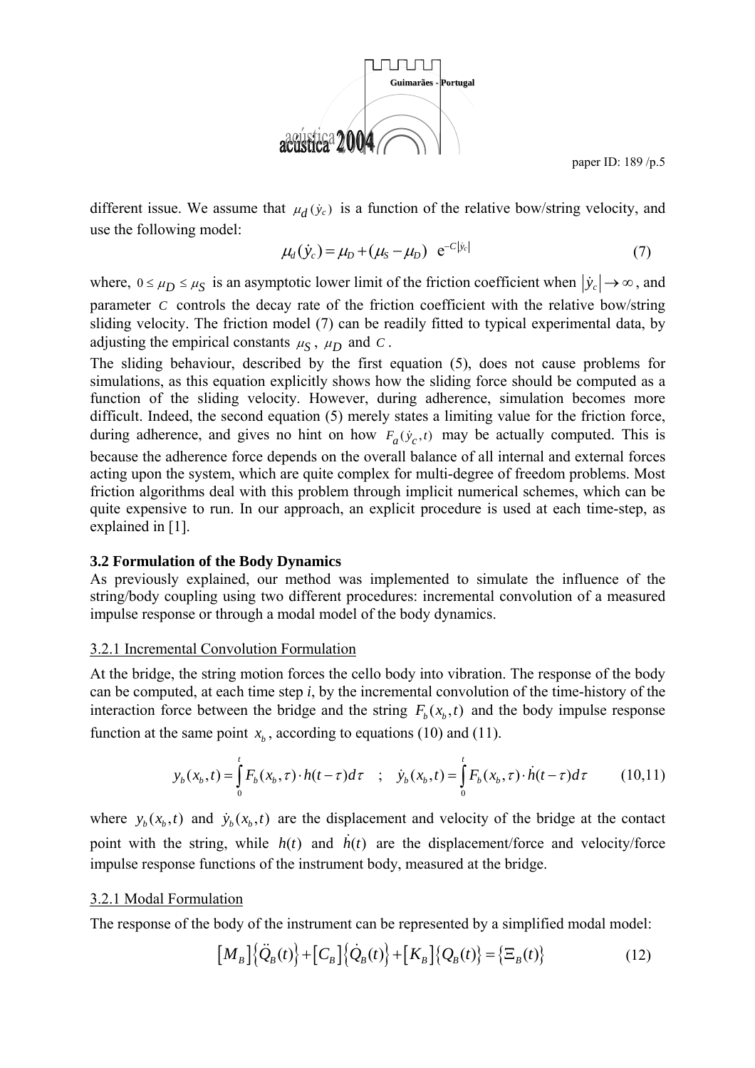different issue. We assume that $\mu_d(\dot{y}_c)$ is a function of the relative bow/string velocity, and use the following model:

$$\mu_d(\dot{y}_c) = \mu_D + (\mu_S - \mu_D)\ \ e^{-C|\dot{y}_c|} \tag{7}$$

where, $0 \le \mu_D \le \mu_S$ is an asymptotic lower limit of the friction coefficient when $|\dot{y}_c| \to \infty$, and parameter $C$ controls the decay rate of the friction coefficient with the relative bow/string sliding velocity. The friction model (7) can be readily fitted to typical experimental data, by adjusting the empirical constants $\mu_S$, $\mu_D$ and $C$.

The sliding behaviour, described by the first equation (5), does not cause problems for simulations, as this equation explicitly shows how the sliding force should be computed as a function of the sliding velocity. However, during adherence, simulation becomes more difficult. Indeed, the second equation (5) merely states a limiting value for the friction force, during adherence, and gives no hint on how $F_a(\dot{y}_c, t)$ may be actually computed. This is because the adherence force depends on the overall balance of all internal and external forces acting upon the system, which are quite complex for multi-degree of freedom problems. Most friction algorithms deal with this problem through implicit numerical schemes, which can be quite expensive to run. In our approach, an explicit procedure is used at each time-step, as explained in [1].

### 3.2 Formulation of the Body Dynamics

As previously explained, our method was implemented to simulate the influence of the string/body coupling using two different procedures: incremental convolution of a measured impulse response or through a modal model of the body dynamics.

#### 3.2.1 Incremental Convolution Formulation

At the bridge, the string motion forces the cello body into vibration. The response of the body can be computed, at each time step *i*, by the incremental convolution of the time-history of the interaction force between the bridge and the string $F_b(x_b, t)$ and the body impulse response function at the same point $x_b$, according to equations (10) and (11).

$$y_b(x_b, t) = \int_0^t F_b(x_b, \tau) \cdot h(t-\tau) d\tau \quad ; \quad \dot{y}_b(x_b, t) = \int_0^t F_b(x_b, \tau) \cdot \dot{h}(t-\tau) d\tau \tag{10,11}$$

where $y_b(x_b, t)$ and $\dot{y}_b(x_b, t)$ are the displacement and velocity of the bridge at the contact point with the string, while $h(t)$ and $\dot{h}(t)$ are the displacement/force and velocity/force impulse response functions of the instrument body, measured at the bridge.

#### 3.2.1 Modal Formulation

The response of the body of the instrument can be represented by a simplified modal model:

$$\left[M_B\right]\left\{\ddot{Q}_B(t)\right\} + \left[C_B\right]\left\{\dot{Q}_B(t)\right\} + \left[K_B\right]\left\{Q_B(t)\right\} = \left\{\Xi_B(t)\right\} \tag{12}$$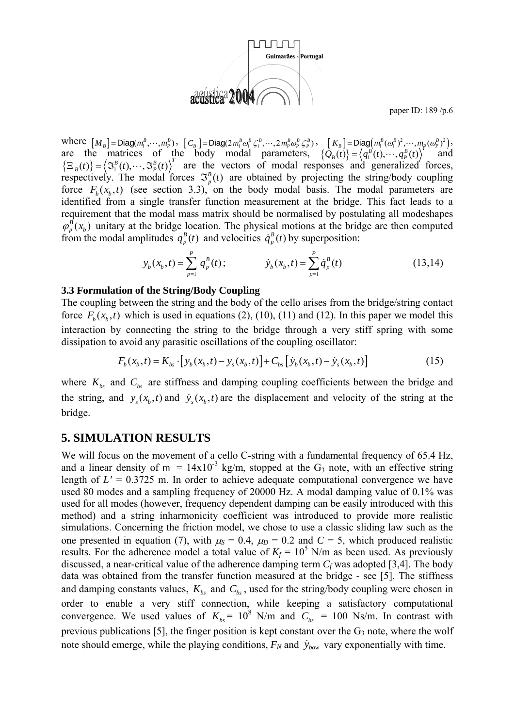where $[M_B] = \text{Diag}(m_1^B, \cdots, m_P^B)$, $[C_B] = \text{Diag}(2\, m_1^B \omega_1^B \zeta_1^B, \cdots, 2\, m_P^B \omega_P^B \zeta_P^B)$, $[K_B] = \text{Diag}\left(m_1^B (\omega_1^B)^2, \cdots, m_P (\omega_P^B)^2\right)$, are the matrices of the body modal parameters, $\{Q_B(t)\} = \left\langle q_1^B(t), \cdots, q_P^B(t) \right\rangle^T$ and $\{\Xi_B(t)\} = \left\langle \Im_1^B(t), \cdots, \Im_P^B(t) \right\rangle^T$ are the vectors of modal responses and generalized forces, respectively. The modal forces $\Im_p^B(t)$ are obtained by projecting the string/body coupling force $F_b(x_b, t)$ (see section 3.3), on the body modal basis. The modal parameters are identified from a single transfer function measurement at the bridge. This fact leads to a requirement that the modal mass matrix should be normalised by postulating all modeshapes $\varphi_p^B(x_b)$ unitary at the bridge location. The physical motions at the bridge are then computed from the modal amplitudes $q_p^B(t)$ and velocities $\dot{q}_p^B(t)$ by superposition:

$$y_b(x_b, t) = \sum_{p=1}^{P} q_p^B(t)\,; \qquad \dot{y}_b(x_b, t) = \sum_{p=1}^{P} \dot{q}_p^B(t) \tag{13,14}$$

**3.3 Formulation of the String/Body Coupling**

The coupling between the string and the body of the cello arises from the bridge/string contact force $F_b(x_b, t)$ which is used in equations (2), (10), (11) and (12). In this paper we model this interaction by connecting the string to the bridge through a very stiff spring with some dissipation to avoid any parasitic oscillations of the coupling oscillator:

$$F_b(x_b, t) = K_{bs} \cdot \left[ y_b(x_b, t) - y_s(x_b, t) \right] + C_{bs} \left[ \dot{y}_b(x_b, t) - \dot{y}_s(x_b, t) \right] \tag{15}$$

where $K_{bs}$ and $C_{bs}$ are stiffness and damping coupling coefficients between the bridge and the string, and $y_s(x_b, t)$ and $\dot{y}_s(x_b, t)$ are the displacement and velocity of the string at the bridge.

## 5. SIMULATION RESULTS

We will focus on the movement of a cello C-string with a fundamental frequency of 65.4 Hz, and a linear density of m = 14x10$^{-3}$ kg/m, stopped at the $G_3$ note, with an effective string length of $L'$ = 0.3725 m. In order to achieve adequate computational convergence we have used 80 modes and a sampling frequency of 20000 Hz. A modal damping value of 0.1% was used for all modes (however, frequency dependent damping can be easily introduced with this method) and a string inharmonicity coefficient was introduced to provide more realistic simulations. Concerning the friction model, we chose to use a classic sliding law such as the one presented in equation (7), with $\mu_S$ = 0.4, $\mu_D$ = 0.2 and $C$ = 5, which produced realistic results. For the adherence model a total value of $K_f$ = 10$^5$ N/m as been used. As previously discussed, a near-critical value of the adherence damping term $C_f$ was adopted [3,4]. The body data was obtained from the transfer function measured at the bridge - see [5]. The stiffness and damping constants values, $K_{bs}$ and $C_{bs}$, used for the string/body coupling were chosen in order to enable a very stiff connection, while keeping a satisfactory computational convergence. We used values of $K_{bs}$ = 10$^8$ N/m and $C_{bs}$ = 100 Ns/m. In contrast with previous publications [5], the finger position is kept constant over the $G_3$ note, where the wolf note should emerge, while the playing conditions, $F_N$ and $\dot{y}_{bow}$ vary exponentially with time.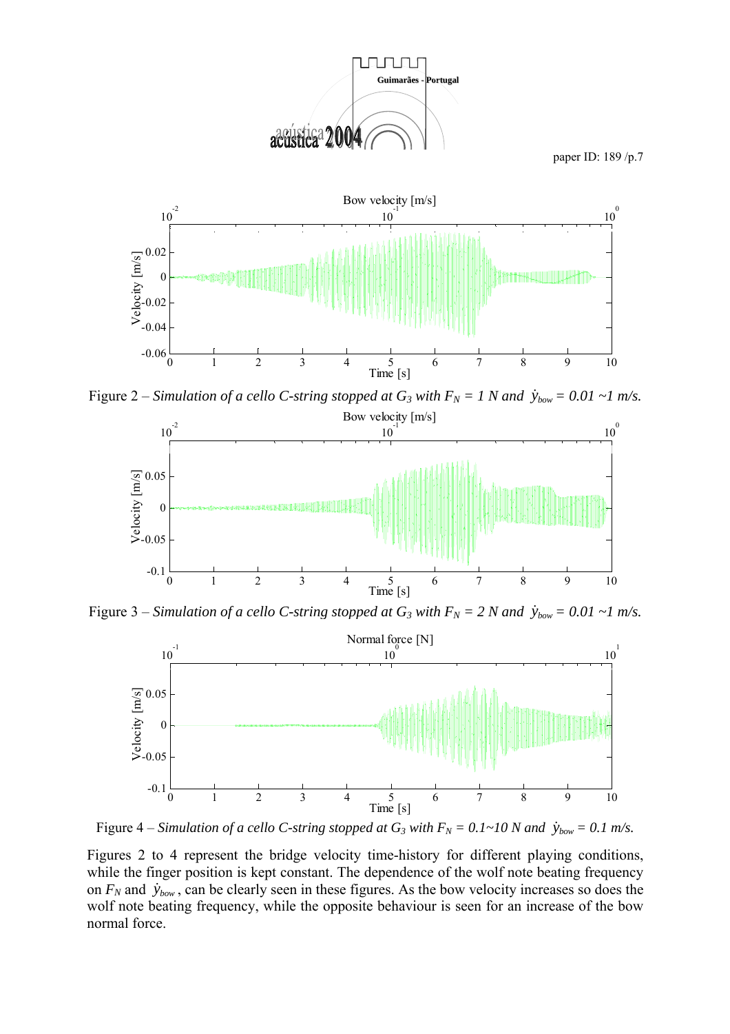Figure 2 – *Simulation of a cello C-string stopped at $G_3$ with $F_N$ = 1 N and $\dot{y}_{bow}$ = 0.01 ~1 m/s.*

Figure 3 – *Simulation of a cello C-string stopped at $G_3$ with $F_N$ = 2 N and $\dot{y}_{bow}$ = 0.01 ~1 m/s.*

Figure 4 – *Simulation of a cello C-string stopped at $G_3$ with $F_N$ = 0.1~10 N and $\dot{y}_{bow}$ = 0.1 m/s.*

Figures 2 to 4 represent the bridge velocity time-history for different playing conditions, while the finger position is kept constant. The dependence of the wolf note beating frequency on $F_N$ and $\dot{y}_{bow}$, can be clearly seen in these figures. As the bow velocity increases so does the wolf note beating frequency, while the opposite behaviour is seen for an increase of the bow normal force.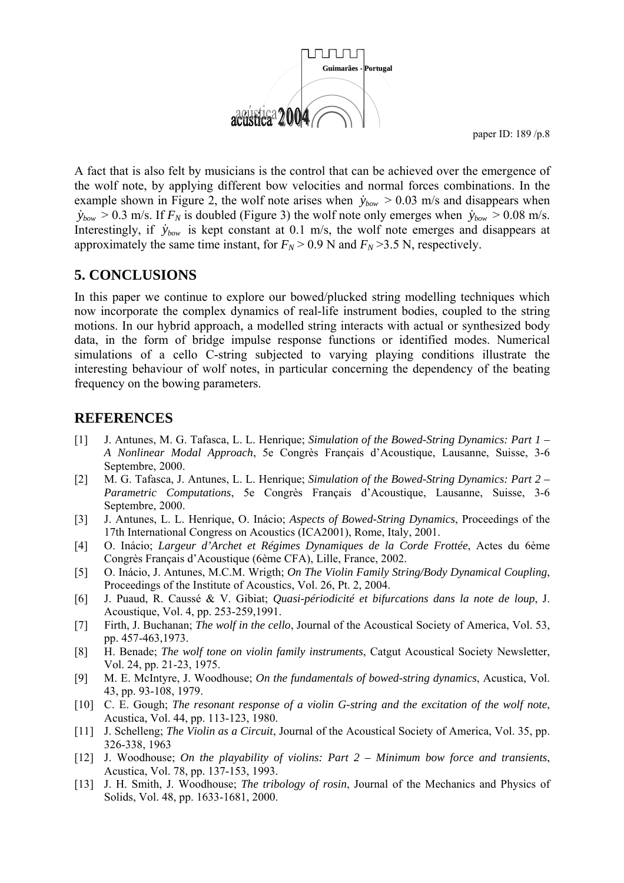A fact that is also felt by musicians is the control that can be achieved over the emergence of the wolf note, by applying different bow velocities and normal forces combinations. In the example shown in Figure 2, the wolf note arises when $\dot{y}_{bow} > 0.03$ m/s and disappears when $\dot{y}_{bow} > 0.3$ m/s. If $F_N$ is doubled (Figure 3) the wolf note only emerges when $\dot{y}_{bow} > 0.08$ m/s. Interestingly, if $\dot{y}_{bow}$ is kept constant at 0.1 m/s, the wolf note emerges and disappears at approximately the same time instant, for $F_N > 0.9$ N and $F_N > 3.5$ N, respectively.

## 5. CONCLUSIONS

In this paper we continue to explore our bowed/plucked string modelling techniques which now incorporate the complex dynamics of real-life instrument bodies, coupled to the string motions. In our hybrid approach, a modelled string interacts with actual or synthesized body data, in the form of bridge impulse response functions or identified modes. Numerical simulations of a cello C-string subjected to varying playing conditions illustrate the interesting behaviour of wolf notes, in particular concerning the dependency of the beating frequency on the bowing parameters.

## REFERENCES

[1] J. Antunes, M. G. Tafasca, L. L. Henrique; *Simulation of the Bowed-String Dynamics: Part 1 – A Nonlinear Modal Approach*, 5e Congrès Français d'Acoustique, Lausanne, Suisse, 3-6 Septembre, 2000.

[2] M. G. Tafasca, J. Antunes, L. L. Henrique; *Simulation of the Bowed-String Dynamics: Part 2 – Parametric Computations*, 5e Congrès Français d'Acoustique, Lausanne, Suisse, 3-6 Septembre, 2000.

[3] J. Antunes, L. L. Henrique, O. Inácio; *Aspects of Bowed-String Dynamics*, Proceedings of the 17th International Congress on Acoustics (ICA2001), Rome, Italy, 2001.

[4] O. Inácio; *Largeur d'Archet et Régimes Dynamiques de la Corde Frottée*, Actes du 6ème Congrès Français d'Acoustique (6ème CFA), Lille, France, 2002.

[5] O. Inácio, J. Antunes, M.C.M. Wrigth; *On The Violin Family String/Body Dynamical Coupling*, Proceedings of the Institute of Acoustics, Vol. 26, Pt. 2, 2004.

[6] J. Puaud, R. Caussé & V. Gibiat; *Quasi-périodicité et bifurcations dans la note de loup*, J. Acoustique, Vol. 4, pp. 253-259,1991.

[7] Firth, J. Buchanan; *The wolf in the cello*, Journal of the Acoustical Society of America, Vol. 53, pp. 457-463,1973.

[8] H. Benade; *The wolf tone on violin family instruments*, Catgut Acoustical Society Newsletter, Vol. 24, pp. 21-23, 1975.

[9] M. E. McIntyre, J. Woodhouse; *On the fundamentals of bowed-string dynamics*, Acustica, Vol. 43, pp. 93-108, 1979.

[10] C. E. Gough; *The resonant response of a violin G-string and the excitation of the wolf note*, Acustica, Vol. 44, pp. 113-123, 1980.

[11] J. Schelleng; *The Violin as a Circuit*, Journal of the Acoustical Society of America, Vol. 35, pp. 326-338, 1963

[12] J. Woodhouse; *On the playability of violins: Part 2 – Minimum bow force and transients*, Acustica, Vol. 78, pp. 137-153, 1993.

[13] J. H. Smith, J. Woodhouse; *The tribology of rosin*, Journal of the Mechanics and Physics of Solids, Vol. 48, pp. 1633-1681, 2000.